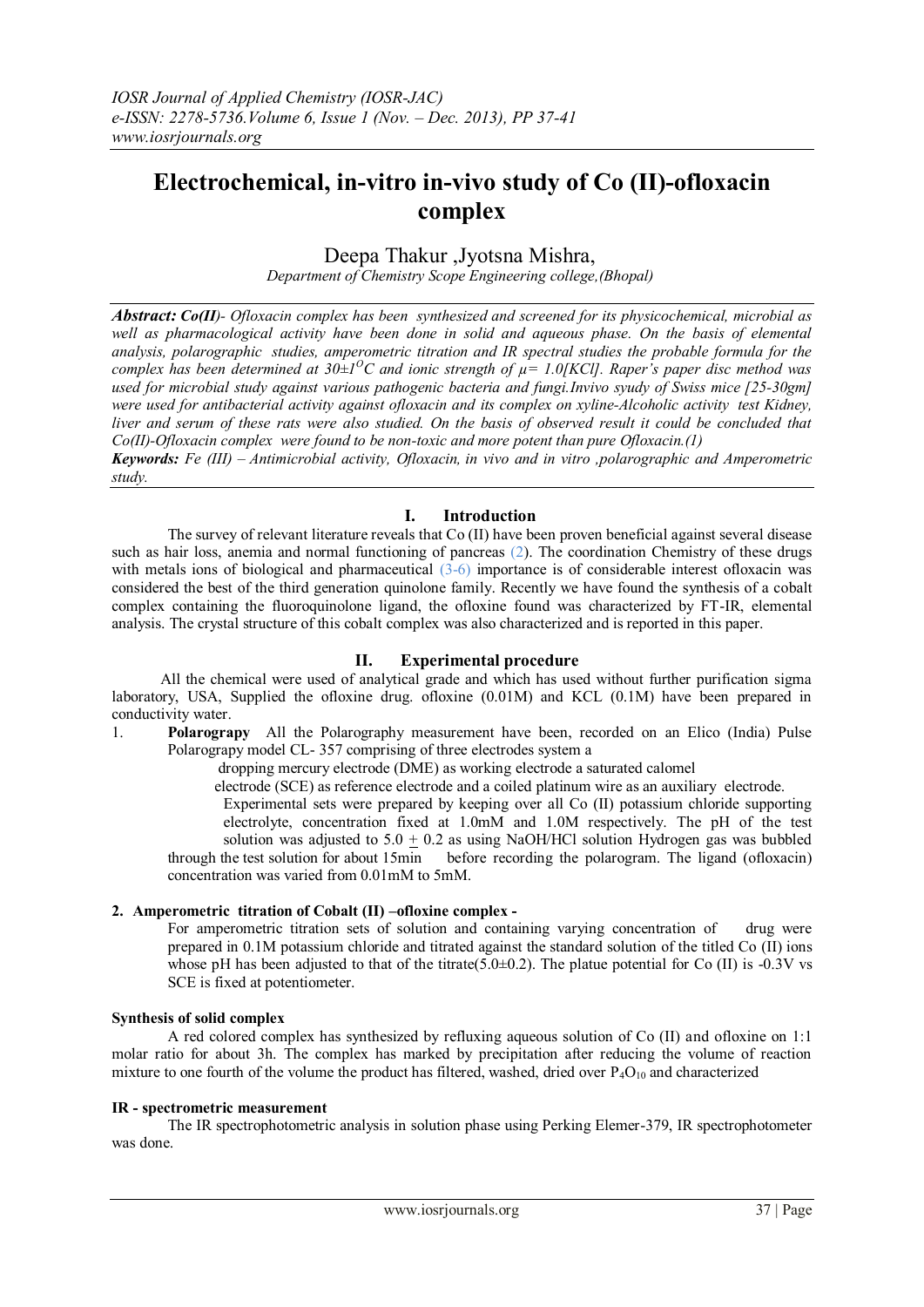# Electrochemical, in-vitro in-vivo study of Co (II)-ofloxacin complex

Deepa Thakur ,Jyotsna Mishra,

*Department of Chemistry Scope Engineering college,(Bhopal)*

***Abstract:** Co(II)- Ofloxacin complex has been synthesized and screened for its physicochemical, microbial as well as pharmacological activity have been done in solid and aqueous phase. On the basis of elemental analysis, polarographic studies, amperometric titration and IR spectral studies the probable formula for the complex has been determined at $30\pm1^{O}C$ and ionic strength of $\mu = 1.0[KCl]$. Raper's paper disc method was used for microbial study against various pathogenic bacteria and fungi.Invivo syudy of Swiss mice [25-30gm] were used for antibacterial activity against ofloxacin and its complex on xyline-Alcoholic activity test Kidney, liver and serum of these rats were also studied. On the basis of observed result it could be concluded that Co(II)-Ofloxacin complex were found to be non-toxic and more potent than pure Ofloxacin.(1)*

***Keywords:** Fe (III) – Antimicrobial activity, Ofloxacin, in vivo and in vitro ,polarographic and Amperometric study.*

## I. Introduction

The survey of relevant literature reveals that Co (II) have been proven beneficial against several disease such as hair loss, anemia and normal functioning of pancreas (2). The coordination Chemistry of these drugs with metals ions of biological and pharmaceutical (3-6) importance is of considerable interest ofloxacin was considered the best of the third generation quinolone family. Recently we have found the synthesis of a cobalt complex containing the fluoroquinolone ligand, the ofloxine found was characterized by FT-IR, elemental analysis. The crystal structure of this cobalt complex was also characterized and is reported in this paper.

## II. Experimental procedure

All the chemical were used of analytical grade and which has used without further purification sigma laboratory, USA, Supplied the ofloxine drug. ofloxine (0.01M) and KCL (0.1M) have been prepared in conductivity water.

1. **Polarograpy** All the Polarography measurement have been, recorded on an Elico (India) Pulse Polarograpy model CL- 357 comprising of three electrodes system a dropping mercury electrode (DME) as working electrode a saturated calomel electrode (SCE) as reference electrode and a coiled platinum wire as an auxiliary electrode. Experimental sets were prepared by keeping over all Co (II) potassium chloride supporting electrolyte, concentration fixed at 1.0mM and 1.0M respectively. The pH of the test solution was adjusted to $5.0 \pm 0.2$ as using NaOH/HCl solution Hydrogen gas was bubbled through the test solution for about 15min before recording the polarogram. The ligand (ofloxacin) concentration was varied from 0.01mM to 5mM.

### 2. Amperometric titration of Cobalt (II) –ofloxine complex -

For amperometric titration sets of solution and containing varying concentration of drug were prepared in 0.1M potassium chloride and titrated against the standard solution of the titled Co (II) ions whose pH has been adjusted to that of the titrate($5.0\pm0.2$). The platue potential for Co (II) is -0.3V vs SCE is fixed at potentiometer.

### Synthesis of solid complex

A red colored complex has synthesized by refluxing aqueous solution of Co (II) and ofloxine on 1:1 molar ratio for about 3h. The complex has marked by precipitation after reducing the volume of reaction mixture to one fourth of the volume the product has filtered, washed, dried over $P_4O_{10}$ and characterized

### IR - spectrometric measurement

The IR spectrophotometric analysis in solution phase using Perking Elemer-379, IR spectrophotometer was done.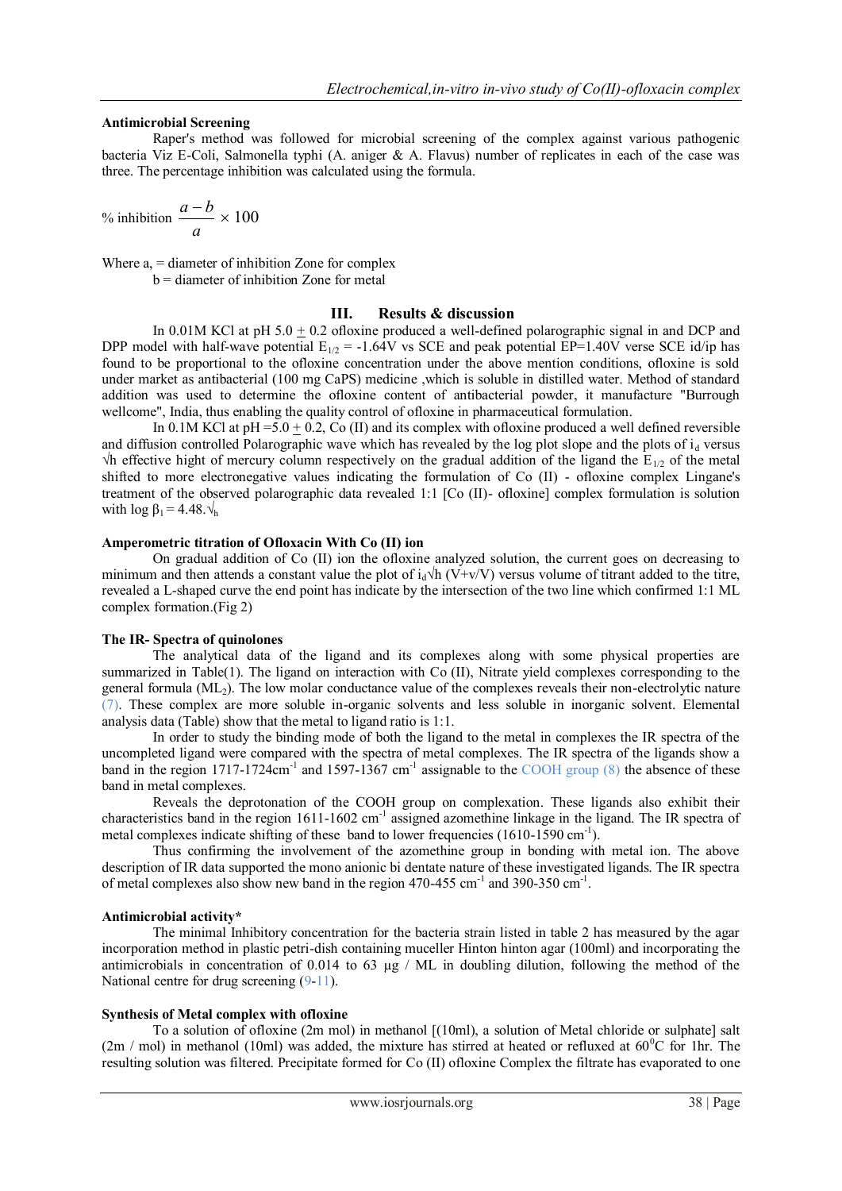### Antimicrobial Screening

Raper's method was followed for microbial screening of the complex against various pathogenic bacteria Viz E-Coli, Salmonella typhi (A. aniger & A. Flavus) number of replicates in each of the case was three. The percentage inhibition was calculated using the formula.

$$\% \text{ inhibition } \frac{a-b}{a} \times 100$$

Where a, = diameter of inhibition Zone for complex
b = diameter of inhibition Zone for metal

## III. Results & discussion

In 0.01M KCl at pH 5.0 ± 0.2 ofloxine produced a well-defined polarographic signal in and DCP and DPP model with half-wave potential $E_{1/2}$ = -1.64V vs SCE and peak potential EP=1.40V verse SCE id/ip has found to be proportional to the ofloxine concentration under the above mention conditions, ofloxine is sold under market as antibacterial (100 mg CaPS) medicine ,which is soluble in distilled water. Method of standard addition was used to determine the ofloxine content of antibacterial powder, it manufacture "Burrough wellcome", India, thus enabling the quality control of ofloxine in pharmaceutical formulation.

In 0.1M KCl at pH =5.0 ± 0.2, Co (II) ion and its complex with ofloxine produced a well defined reversible and diffusion controlled Polarographic wave which has revealed by the log plot slope and the plots of $i_d$ versus $\sqrt{h}$ effective hight of mercury column respectively on the gradual addition of the ligand the $E_{1/2}$ of the metal shifted to more electronegative values indicating the formulation of Co (II) - ofloxine complex Lingane's treatment of the observed polarographic data revealed 1:1 [Co (II)- ofloxine] complex formulation is solution with log $\beta_1$ = 4.48.$\sqrt{_h}$

### Amperometric titration of Ofloxacin With Co (II) ion

On gradual addition of Co (II) ion the ofloxine analyzed solution, the current goes on decreasing to minimum and then attends a constant value the plot of $i_d\sqrt{h}$ (V+v/V) versus volume of titrant added to the titre, revealed a L-shaped curve the end point has indicate by the intersection of the two line which confirmed 1:1 ML complex formation.(Fig 2)

### The IR- Spectra of quinolones

The analytical data of the ligand and its complexes along with some physical properties are summarized in Table(1). The ligand on interaction with Co (II), Nitrate yield complexes corresponding to the general formula ($ML_2$). The low molar conductance value of the complexes reveals their non-electrolytic nature (7). These complex are more soluble in-organic solvents and less soluble in inorganic solvent. Elemental analysis data (Table) show that the metal to ligand ratio is 1:1.

In order to study the binding mode of both the ligand to the metal in complexes the IR spectra of the uncompleted ligand were compared with the spectra of metal complexes. The IR spectra of the ligands show a band in the region 1717-1724cm$^{-1}$ and 1597-1367 cm$^{-1}$ assignable to the COOH group (8) the absence of these band in metal complexes.

Reveals the deprotonation of the COOH group on complexation. These ligands also exhibit their characteristics band in the region 1611-1602 cm$^{-1}$ assigned azomethine linkage in the ligand. The IR spectra of metal complexes indicate shifting of these band to lower frequencies (1610-1590 cm$^{-1}$).

Thus confirming the involvement of the azomethine group in bonding with metal ion. The above description of IR data supported the mono anionic bi dentate nature of these investigated ligands. The IR spectra of metal complexes also show new band in the region 470-455 cm$^{-1}$ and 390-350 cm$^{-1}$.

### Antimicrobial activity*

The minimal Inhibitory concentration for the bacteria strain listed in table 2 has measured by the agar incorporation method in plastic petri-dish containing muceller Hinton hinton agar (100ml) and incorporating the antimicrobials in concentration of 0.014 to 63 µg / ML in doubling dilution, following the method of the National centre for drug screening (9-11).

### Synthesis of Metal complex with ofloxine

To a solution of ofloxine (2m mol) in methanol [(10ml), a solution of Metal chloride or sulphate] salt (2m / mol) in methanol (10ml) was added, the mixture has stirred at heated or refluxed at 60$^0$C for 1hr. The resulting solution was filtered. Precipitate formed for Co (II) ofloxine Complex the filtrate has evaporated to one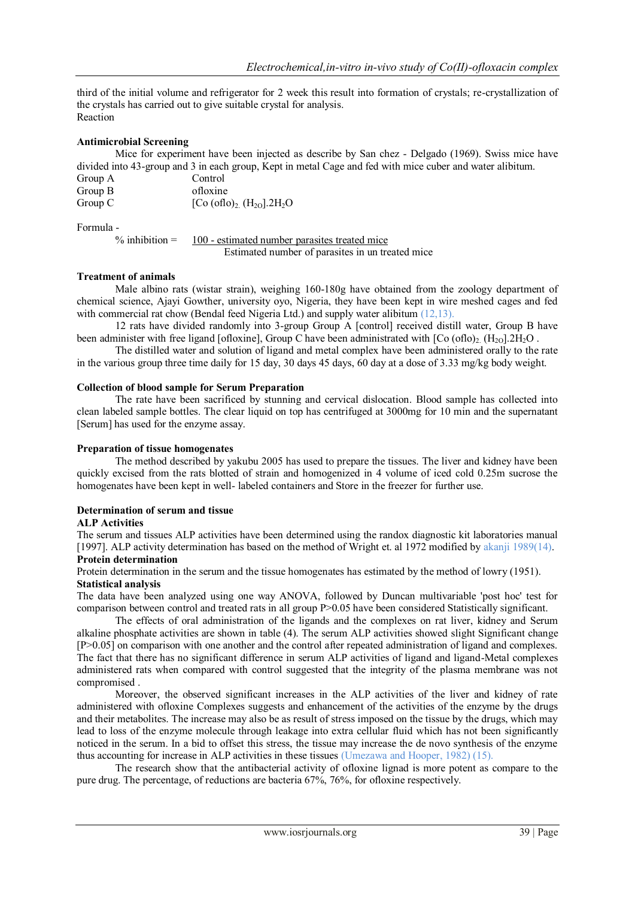third of the initial volume and refrigerator for 2 week this result into formation of crystals; re-crystallization of the crystals has carried out to give suitable crystal for analysis.
Reaction

**Antimicrobial Screening**

Mice for experiment have been injected as describe by San chez - Delgado (1969). Swiss mice have divided into 43-group and 3 in each group, Kept in metal Cage and fed with mice cuber and water alibitum.

| | |
|---|---|
| Group A | Control |
| Group B | ofloxine |
| Group C | $[Co\ (oflo)_2\ (H_{2O}].2H_2O$ |

Formula -

$$\%\ \text{inhibition} = \frac{100 - \text{estimated number parasites treated mice}}{\text{Estimated number of parasites in un treated mice}}$$

**Treatment of animals**

Male albino rats (wistar strain), weighing 160-180g have obtained from the zoology department of chemical science, Ajayi Gowther, university oyo, Nigeria, they have been kept in wire meshed cages and fed with commercial rat chow (Bendal feed Nigeria Ltd.) and supply water alibitum (12,13).

12 rats have divided randomly into 3-group Group A [control] received distill water, Group B have been administer with free ligand [ofloxine], Group C have been administrated with $[Co\ (oflo)_2\ (H_{2O}].2H_2O$ .

The distilled water and solution of ligand and metal complex have been administered orally to the rate in the various group three time daily for 15 day, 30 days 45 days, 60 day at a dose of 3.33 mg/kg body weight.

**Collection of blood sample for Serum Preparation**

The rate have been sacrificed by stunning and cervical dislocation. Blood sample has collected into clean labeled sample bottles. The clear liquid on top has centrifuged at 3000mg for 10 min and the supernatant [Serum] has used for the enzyme assay.

**Preparation of tissue homogenates**

The method described by yakubu 2005 has used to prepare the tissues. The liver and kidney have been quickly excised from the rats blotted of strain and homogenized in 4 volume of iced cold 0.25m sucrose the homogenates have been kept in well- labeled containers and Store in the freezer for further use.

**Determination of serum and tissue**

**ALP Activities**

The serum and tissues ALP activities have been determined using the randox diagnostic kit laboratories manual [1997]. ALP activity determination has based on the method of Wright et. al 1972 modified by akanji 1989(14).

**Protein determination**

Protein determination in the serum and the tissue homogenates has estimated by the method of lowry (1951).

**Statistical analysis**

The data have been analyzed using one way ANOVA, followed by Duncan multivariable 'post hoc' test for comparison between control and treated rats in all group $P>0.05$ have been considered Statistically significant.

The effects of oral administration of the ligands and the complexes on rat liver, kidney and Serum alkaline phosphate activities are shown in table (4). The serum ALP activities showed slight Significant change [$P>0.05$] on comparison with one another and the control after repeated administration of ligand and complexes. The fact that there has no significant difference in serum ALP activities of ligand and ligand-Metal complexes administered rats when compared with control suggested that the integrity of the plasma membrane was not compromised .

Moreover, the observed significant increases in the ALP activities of the liver and kidney of rate administered with ofloxine Complexes suggests and enhancement of the activities of the enzyme by the drugs and their metabolites. The increase may also be as result of stress imposed on the tissue by the drugs, which may lead to loss of the enzyme molecule through leakage into extra cellular fluid which has not been significantly noticed in the serum. In a bid to offset this stress, the tissue may increase the de novo synthesis of the enzyme thus accounting for increase in ALP activities in these tissues (Umezawa and Hooper, 1982) (15).

The research show that the antibacterial activity of ofloxine lignad is more potent as compare to the pure drug. The percentage, of reductions are bacteria 67%, 76%, for ofloxine respectively.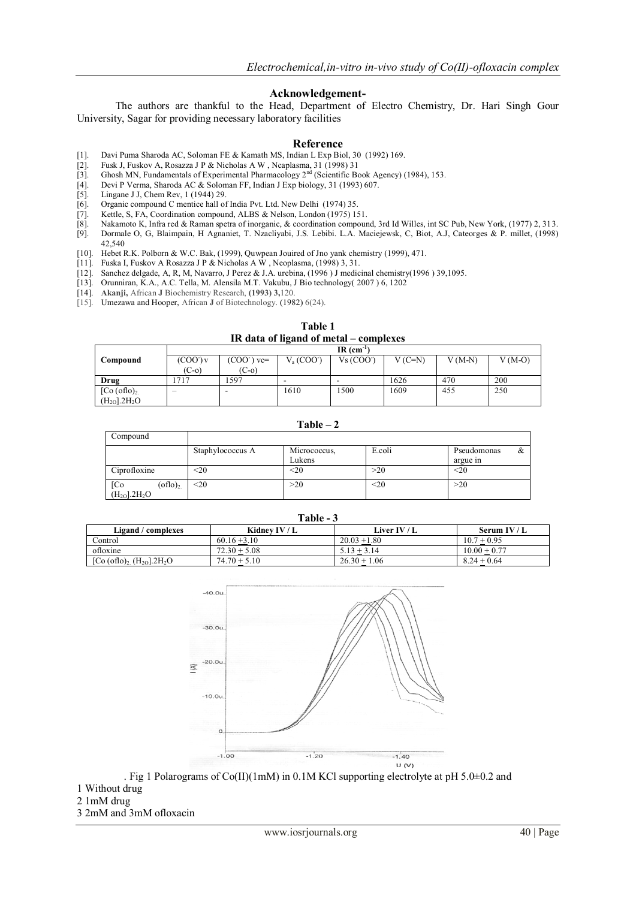## Acknowledgement-

The authors are thankful to the Head, Department of Electro Chemistry, Dr. Hari Singh Gour University, Sagar for providing necessary laboratory facilities

## Reference

[1]. Davi Puma Sharoda AC, Soloman FE & Kamath MS, Indian L Exp Biol, 30 (1992) 169.
[2]. Fusk J, Fuskov A, Rosazza J P & Nicholas A W , Ncaplasma, 31 (1998) 31
[3]. Ghosh MN, Fundamentals of Experimental Pharmacology 2nd (Scientific Book Agency) (1984), 153.
[4]. Devi P Verma, Sharoda AC & Soloman FF, Indian J Exp biology, 31 (1993) 607.
[5]. Lingane J J, Chem Rev, 1 (1944) 29.
[6]. Organic compound C mentice hall of India Pvt. Ltd. New Delhi (1974) 35.
[7]. Kettle, S, FA, Coordination compound, ALBS & Nelson, London (1975) 151.
[8]. Nakamoto K, Infra red & Raman spetra of inorganic, & coordination compound, 3rd Id Willes, int SC Pub, New York, (1977) 2, 313.
[9]. Dormale O, G, Blaimpain, H Agnaniet, T. Nzacliyabi, J.S. Lebibi. L.A. Maciejewsk, C, Biot, A.J, Cateorges & P. millet, (1998) 42,540
[10]. Hebet R.K. Polborn & W.C. Bak, (1999), Quwpean Jouired of Jno yank chemistry (1999), 471.
[11]. Fuska I, Fuskov A Rosazza J P & Nicholas A W , Neoplasma, (1998) 3, 31.
[12]. Sanchez delgade, A, R, M, Navarro, J Perez & J.A. urebina, (1996 ) J medicinal chemistry(1996 ) 39,1095.
[13]. Orunniran, K.A., A.C. Tella, M. Alensila M.T. Vakubu, J Bio technology( 2007 ) 6, 1202
[14]. **Akanji,** African **J** Biochemistry Research, **(1993) 3,**120.
[15]. Umezawa and Hooper, African **J** of Biotechnology. (1982) 6(24).

**Table 1**
**IR data of ligand of metal – complexes**

| Compound | IR ($cm^{-1}$) | | | | | | |
|---|---|---|---|---|---|---|---|
| | ($COO^-$) v (C-o) | ($COO^-$) vc= (C-o) | $V_a$ ($COO^-$) | Vs ($COO^-$) | V (C=N) | V (M-N) | V (M-O) |
| **Drug** | 1717 | 1597 | - | - | 1626 | 470 | 200 |
| [Co (oflo)$_2$ ($H_2O$)].2$H_2O$ | – | - | 1610 | 1500 | 1609 | 455 | 250 |

**Table – 2**

| Compound | | | | |
|---|---|---|---|---|
| | Staphylococcus A | Micrococcus, Lukens | E.coli | Pseudomonas & argue in |
| Ciprofloxine | <20 | <20 | >20 | <20 |
| [Co (oflo)$_2$ ($H_2O$)].2$H_2O$ | <20 | >20 | <20 | >20 |

**Table - 3**

| Ligand / complexes | Kidney IV / L | Liver IV / L | Serum IV / L |
|---|---|---|---|
| Control | 60.16 ±3.10 | 20.03 ±1.80 | 10.7 ± 0.95 |
| ofloxine | 72.30 ± 5.08 | 5.13 ± 3.14 | 10.00 ± 0.77 |
| [Co (oflo)$_2$ ($H_2O$)].2$H_2O$ | 74.70 ± 5.10 | 26.30 ± 1.06 | 8.24 ± 0.64 |

. Fig 1 Polarograms of Co(II)(1mM) in 0.1M KCl supporting electrolyte at pH 5.0±0.2 and
1 Without drug
2 1mM drug
3 2mM and 3mM ofloxacin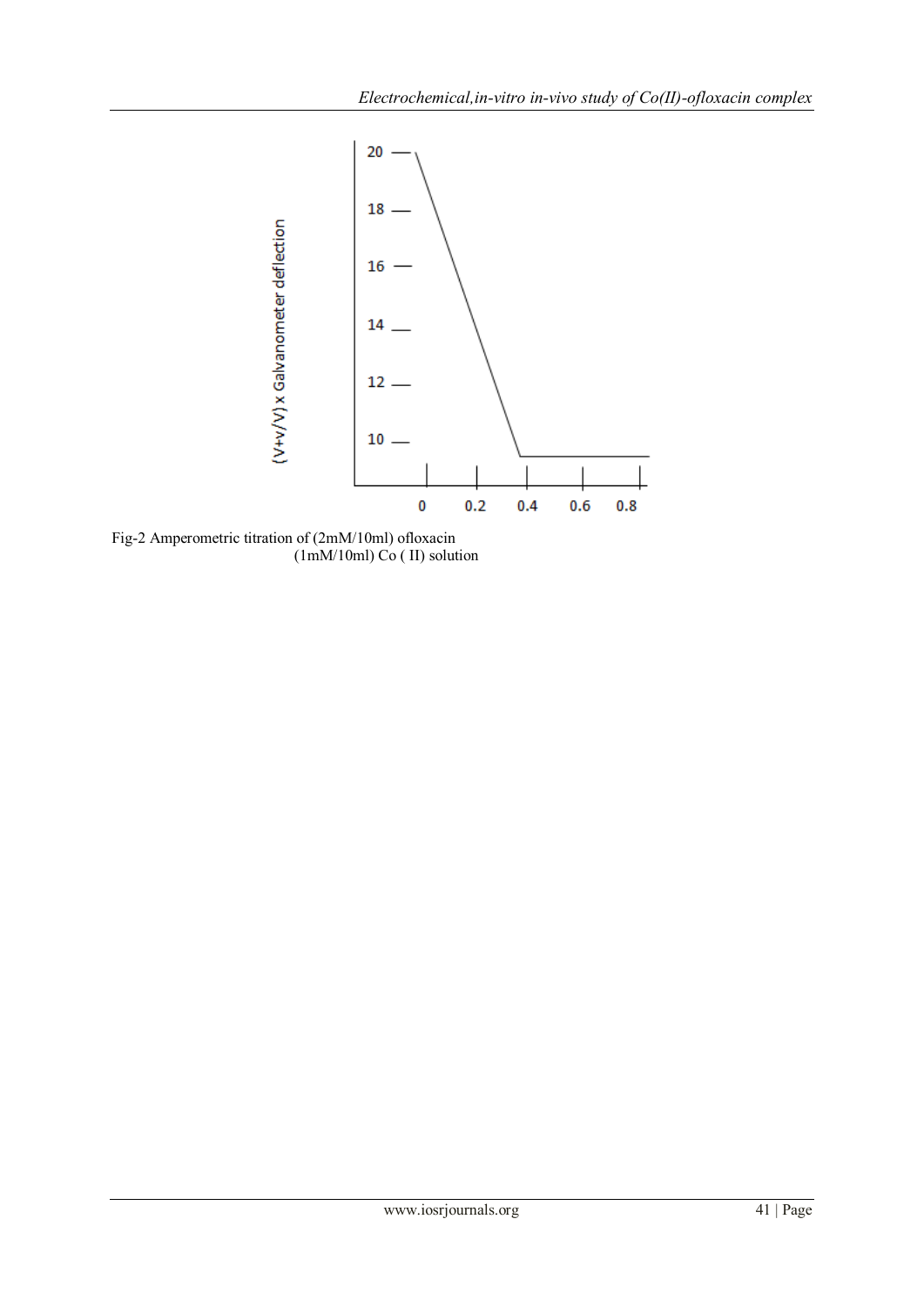(V+v/V) x Galvanometer deflection

20

18

16

14

12

10

0

0.2

0.4

0.6

0.8

Fig-2 Amperometric titration of (2mM/10ml) ofloxacin
(1mM/10ml) Co ( II) solution